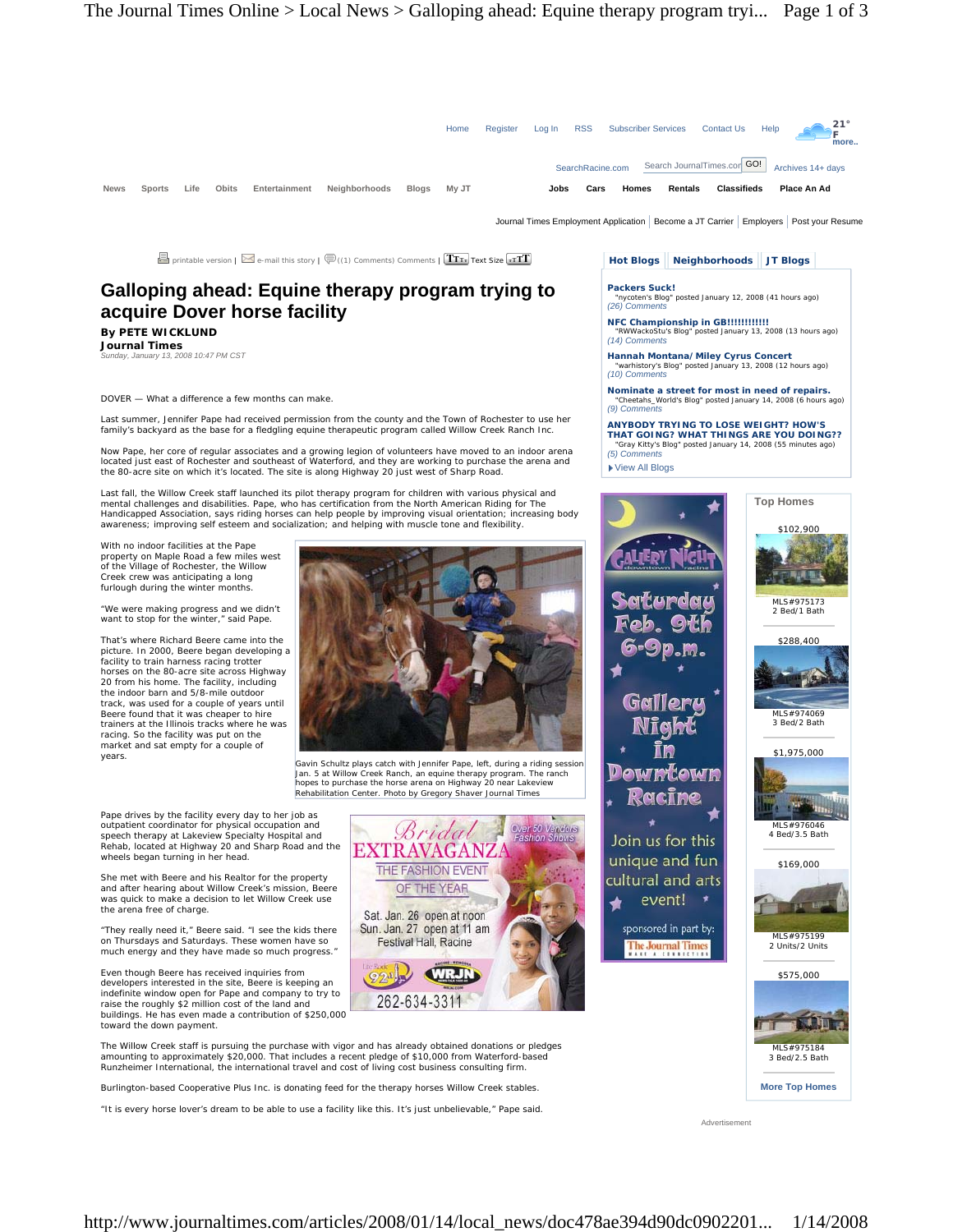# Galloping ahead: Equine therapy program trying to acquire Dover horse facility

**By PETE WICKLUND**
**Journal Times**
*Sunday, January 13, 2008 10:47 PM CST*

DOVER — What a difference a few months can make.

Last summer, Jennifer Pape had received permission from the county and the Town of Rochester to use her family's backyard as the base for a fledgling equine therapeutic program called Willow Creek Ranch Inc.

Now Pape, her core of regular associates and a growing legion of volunteers have moved to an indoor arena located just east of Rochester and southeast of Waterford, and they are working to purchase the arena and the 80-acre site on which it's located. The site is along Highway 20 just west of Sharp Road.

Last fall, the Willow Creek staff launched its pilot therapy program for children with various physical and mental challenges and disabilities. Pape, who has certification from the North American Riding for The Handicapped Association, says riding horses can help people by improving visual orientation; increasing body awareness; improving self esteem and socialization; and helping with muscle tone and flexibility.

With no indoor facilities at the Pape property on Maple Road a few miles west of the Village of Rochester, the Willow Creek crew was anticipating a long furlough during the winter months.

"We were making progress and we didn't want to stop for the winter," said Pape.

That's where Richard Beere came into the picture. In 2000, Beere began developing a facility to train harness racing trotter horses on the 80-acre site across Highway 20 from his home. The facility, including the indoor barn and 5/8-mile outdoor track, was used for a couple of years until Beere found that it was cheaper to hire trainers at the Illinois tracks where he was racing. So the facility was put on the market and sat empty for a couple of years.

Gavin Schultz plays catch with Jennifer Pape, left, during a riding session Jan. 5 at Willow Creek Ranch, an equine therapy program. The ranch hopes to purchase the horse arena on Highway 20 near Lakeview Rehabilitation Center. Photo by Gregory Shaver Journal Times

Pape drives by the facility every day to her job as outpatient coordinator for physical occupation and speech therapy at Lakeview Specialty Hospital and Rehab, located at Highway 20 and Sharp Road and the wheels began turning in her head.

She met with Beere and his Realtor for the property and after hearing about Willow Creek's mission, Beere was quick to make a decision to let Willow Creek use the arena free of charge.

"They really need it," Beere said. "I see the kids there on Thursdays and Saturdays. These women have so much energy and they have made so much progress."

Even though Beere has received inquiries from developers interested in the site, Beere is keeping an indefinite window open for Pape and company to try to raise the roughly $2 million cost of the land and buildings. He has even made a contribution of $250,000 toward the down payment.

The Willow Creek staff is pursuing the purchase with vigor and has already obtained donations or pledges amounting to approximately $20,000. That includes a recent pledge of $10,000 from Waterford-based Runzheimer International, the international travel and cost of living cost business consulting firm.

Burlington-based Cooperative Plus Inc. is donating feed for the therapy horses Willow Creek stables.

"It is every horse lover's dream to be able to use a facility like this. It's just unbelievable," Pape said.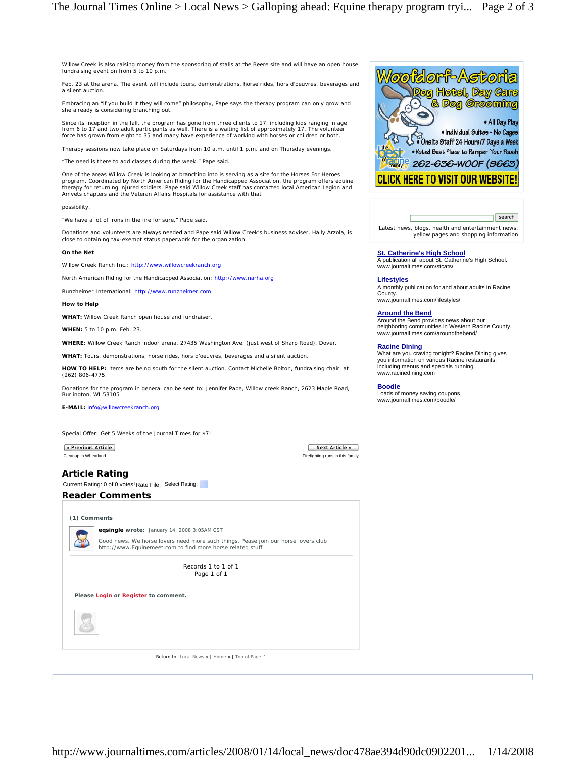Willow Creek is also raising money from the sponsoring of stalls at the Beere site and will have an open house fundraising event on from 5 to 10 p.m.

Feb. 23 at the arena. The event will include tours, demonstrations, horse rides, hors d'oeuvres, beverages and a silent auction.

Embracing an "if you build it they will come" philosophy, Pape says the therapy program can only grow and she already is considering branching out.

Since its inception in the fall, the program has gone from three clients to 17, including kids ranging in age from 6 to 17 and two adult participants as well. There is a waiting list of approximately 17. The volunteer force has grown from eight to 35 and many have experience of working with horses or children or both.

Therapy sessions now take place on Saturdays from 10 a.m. until 1 p.m. and on Thursday evenings.

"The need is there to add classes during the week," Pape said.

One of the areas Willow Creek is looking at branching into is serving as a site for the Horses For Heroes program. Coordinated by North American Riding for the Handicapped Association, the program offers equine therapy for returning injured soldiers. Pape said Willow Creek staff has contacted local American Legion and Amvets chapters and the Veteran Affairs Hospitals for assistance with that

possibility.

"We have a lot of irons in the fire for sure," Pape said.

Donations and volunteers are always needed and Pape said Willow Creek's business adviser, Hally Arzola, is close to obtaining tax-exempt status paperwork for the organization.

**On the Net**

Willow Creek Ranch Inc.: http://www.willowcreekranch.org

North American Riding for the Handicapped Association: http://www.narha.org

Runzheimer International: http://www.runzheimer.com

**How to Help**

**WHAT:** Willow Creek Ranch open house and fundraiser.

**WHEN:** 5 to 10 p.m. Feb. 23.

**WHERE:** Willow Creek Ranch indoor arena, 27435 Washington Ave. (just west of Sharp Road), Dover.

**WHAT:** Tours, demonstrations, horse rides, hors d'oeuvres, beverages and a silent auction.

**HOW TO HELP:** Items are being south for the silent auction. Contact Michelle Bolton, fundraising chair, at (262) 806-4775.

Donations for the program in general can be sent to: Jennifer Pape, Willow creek Ranch, 2623 Maple Road, Burlington, WI 53105

**E-MAIL:** info@willowcreekranch.org

Special Offer: Get 5 Weeks of the Journal Times for $7!

« Previous Article — Cleanup in Wheatland

Next Article » — Firefighting runs in this family

## Article Rating

Current Rating: 0 of 0 votes! Rate File: Select Rating:

## Reader Comments

**(1) Comments**

**eqsingle wrote:** January 14, 2008 3:05AM CST

Good news. We horse lovers need more such things. Pease join our horse lovers club http://www.Equinemeet.com to find more horse related stuff

Records 1 to 1 of 1
Page 1 of 1

Please Login or Register to comment.

Return to: Local News « | Home « | Top of Page ^

Woofdorf-Astoria Dog Hotel, Day Care & Dog Grooming
- All Day Play
- Individual Suites - No Cages
- Onsite Staff 24 Hours/7 Days a Week
- Voted Best Place to Pamper Your Pooch

262-636-WOOF (9663)

CLICK HERE TO VISIT OUR WEBSITE!

search

Latest news, blogs, health and entertainment news, yellow pages and shopping information

**St. Catherine's High School**
A publication all about St. Catherine's High School.
www.journaltimes.com/stcats/

**Lifestyles**
A monthly publication for and about adults in Racine County.
www.journaltimes.com/lifestyles/

**Around the Bend**
Around the Bend provides news about our neighboring communities in Western Racine County.
www.journaltimes.com/aroundthebend/

**Racine Dining**
What are you craving tonight? Racine Dining gives you information on various Racine restaurants, including menus and specials running.
www.racinedining.com

**Boodle**
Loads of money saving coupons.
www.journaltimes.com/boodle/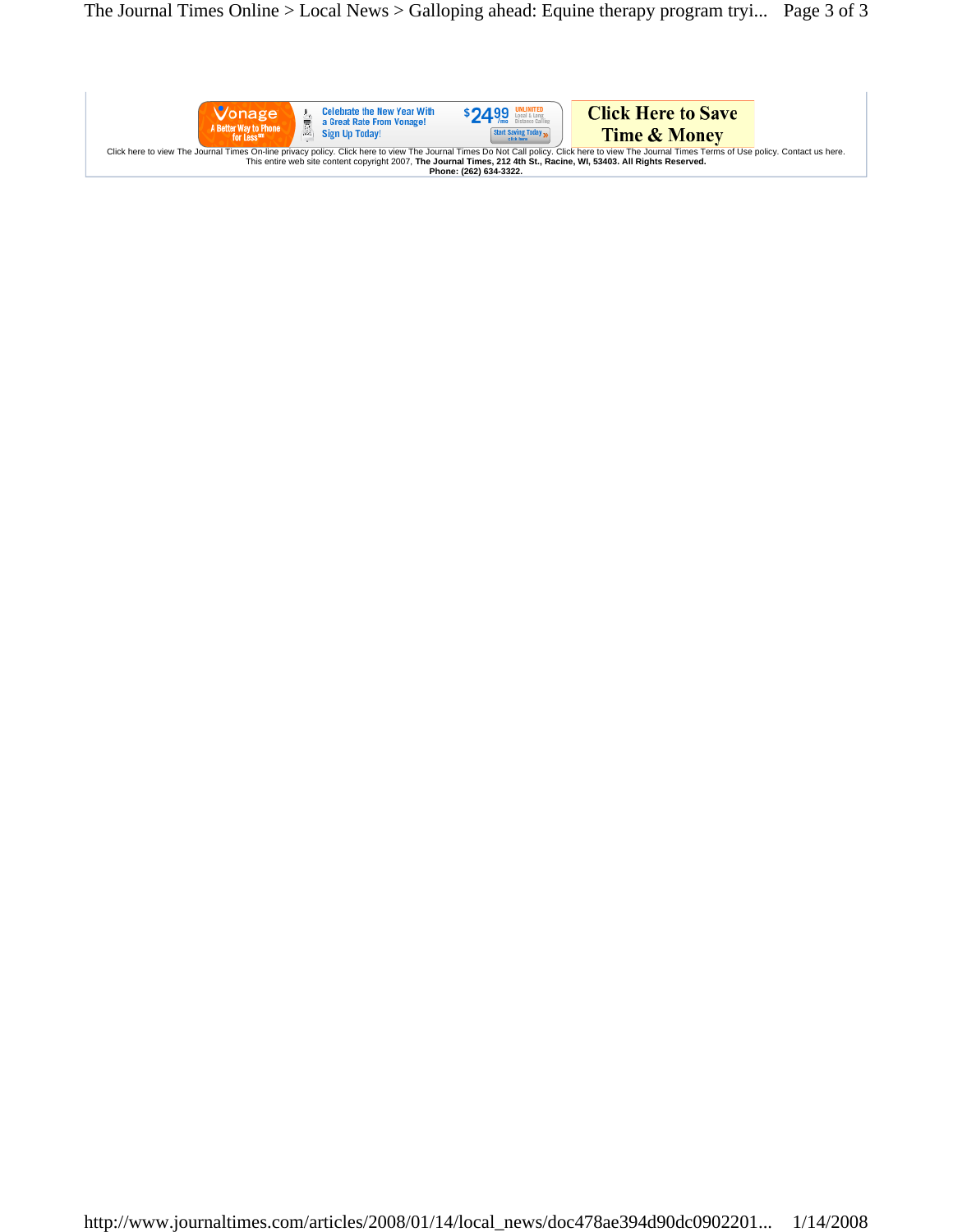Vonage A Better Way to Phone for Less℠ Celebrate the New Year With a Great Rate From Vonage! Sign Up Today! $24.99/mo UNLIMITED Local & Long Distance Calling Start Saving Today click here

**Click Here to Save Time & Money**

Click here to view The Journal Times On-line privacy policy. Click here to view The Journal Times Do Not Call policy. Click here to view The Journal Times Terms of Use policy. Contact us here.
This entire web site content copyright 2007, **The Journal Times, 212 4th St., Racine, WI, 53403. All Rights Reserved.**
**Phone: (262) 634-3322.**